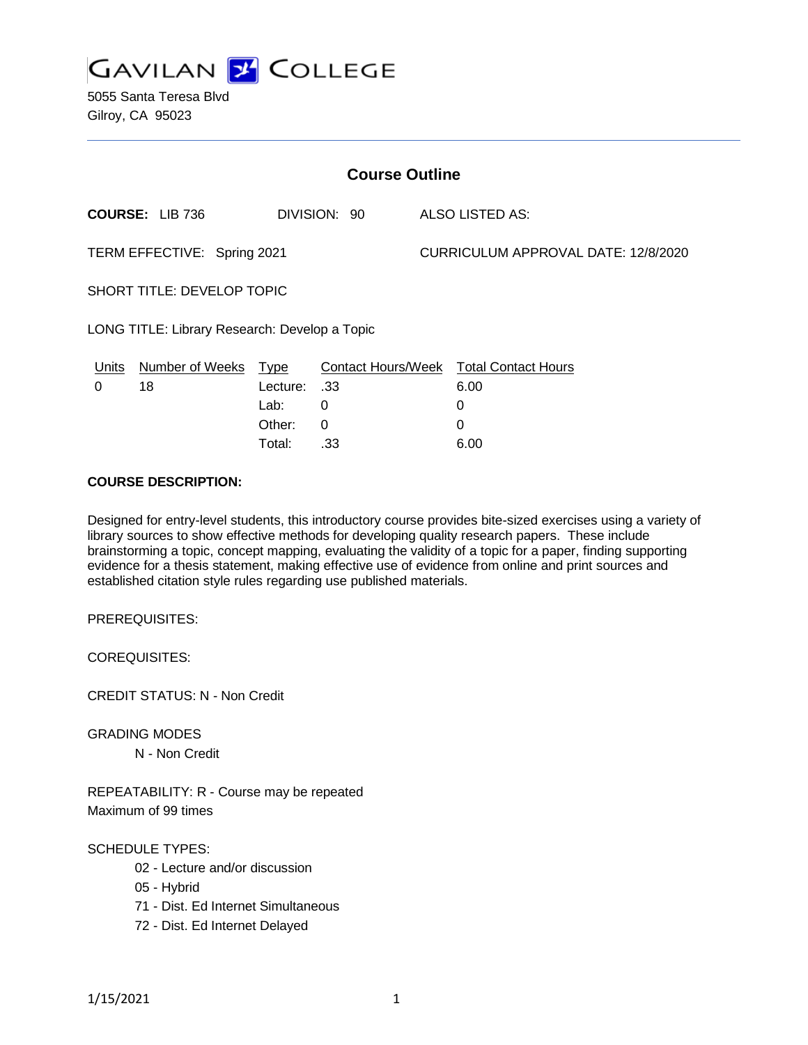# GAVILAN COLLEGE

5055 Santa Teresa Blvd
Gilroy, CA 95023

## Course Outline

**COURSE:** LIB 736 DIVISION: 90 ALSO LISTED AS:

TERM EFFECTIVE: Spring 2021 CURRICULUM APPROVAL DATE: 12/8/2020

SHORT TITLE: DEVELOP TOPIC

LONG TITLE: Library Research: Develop a Topic

| Units | Number of Weeks | Type | Contact Hours/Week | Total Contact Hours |
|---|---|---|---|---|
| 0 | 18 | Lecture: | .33 | 6.00 |
| | | Lab: | 0 | 0 |
| | | Other: | 0 | 0 |
| | | Total: | .33 | 6.00 |

**COURSE DESCRIPTION:**

Designed for entry-level students, this introductory course provides bite-sized exercises using a variety of library sources to show effective methods for developing quality research papers. These include brainstorming a topic, concept mapping, evaluating the validity of a topic for a paper, finding supporting evidence for a thesis statement, making effective use of evidence from online and print sources and established citation style rules regarding use published materials.

PREREQUISITES:

COREQUISITES:

CREDIT STATUS: N - Non Credit

GRADING MODES

N - Non Credit

REPEATABILITY: R - Course may be repeated
Maximum of 99 times

SCHEDULE TYPES:

- 02 - Lecture and/or discussion
- 05 - Hybrid
- 71 - Dist. Ed Internet Simultaneous
- 72 - Dist. Ed Internet Delayed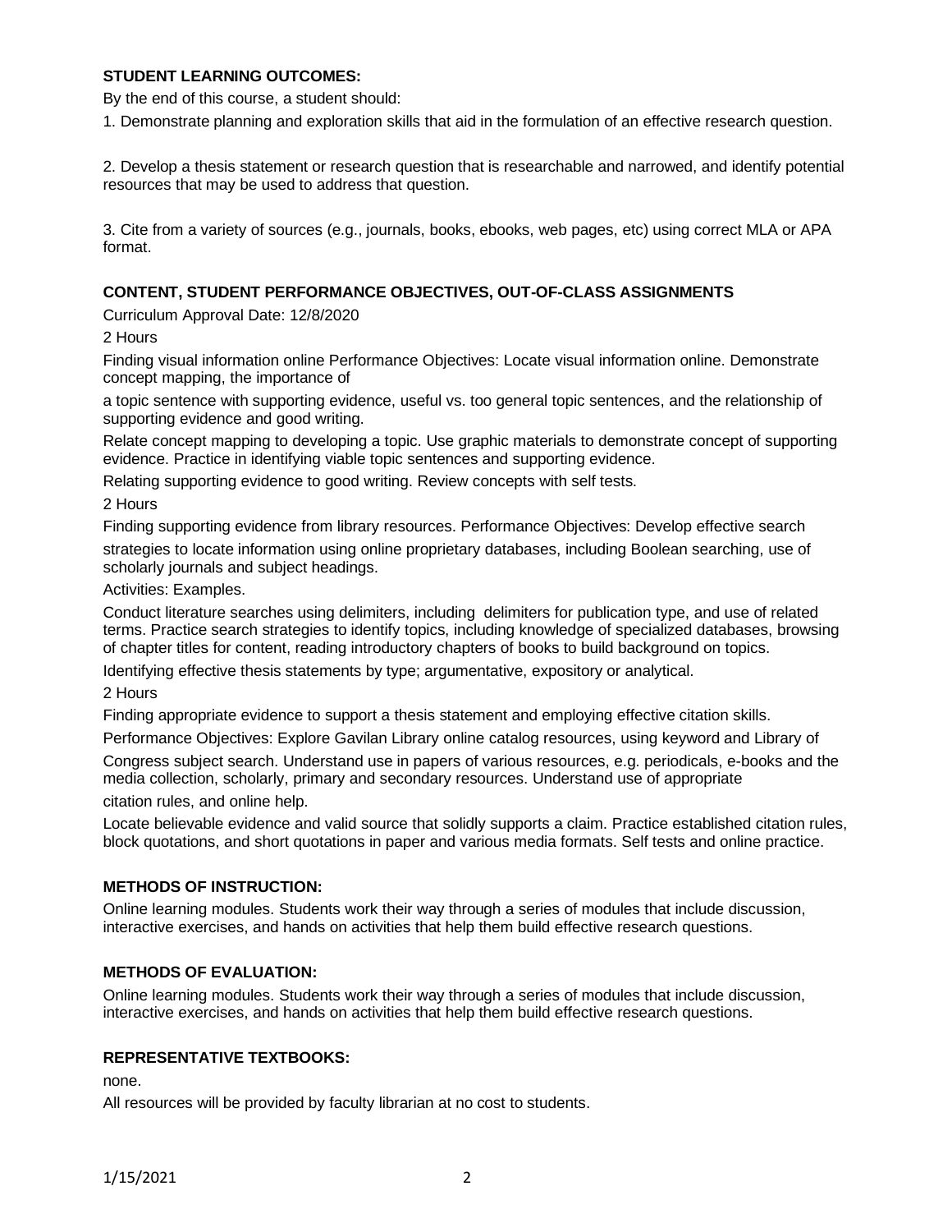**STUDENT LEARNING OUTCOMES:**

By the end of this course, a student should:

1. Demonstrate planning and exploration skills that aid in the formulation of an effective research question.

2. Develop a thesis statement or research question that is researchable and narrowed, and identify potential resources that may be used to address that question.

3. Cite from a variety of sources (e.g., journals, books, ebooks, web pages, etc) using correct MLA or APA format.

**CONTENT, STUDENT PERFORMANCE OBJECTIVES, OUT-OF-CLASS ASSIGNMENTS**

Curriculum Approval Date: 12/8/2020

2 Hours

Finding visual information online Performance Objectives: Locate visual information online. Demonstrate concept mapping, the importance of

a topic sentence with supporting evidence, useful vs. too general topic sentences, and the relationship of supporting evidence and good writing.

Relate concept mapping to developing a topic. Use graphic materials to demonstrate concept of supporting evidence. Practice in identifying viable topic sentences and supporting evidence.

Relating supporting evidence to good writing. Review concepts with self tests.

2 Hours

Finding supporting evidence from library resources. Performance Objectives: Develop effective search strategies to locate information using online proprietary databases, including Boolean searching, use of scholarly journals and subject headings.

Activities: Examples.

Conduct literature searches using delimiters, including delimiters for publication type, and use of related terms. Practice search strategies to identify topics, including knowledge of specialized databases, browsing of chapter titles for content, reading introductory chapters of books to build background on topics.

Identifying effective thesis statements by type; argumentative, expository or analytical.

2 Hours

Finding appropriate evidence to support a thesis statement and employing effective citation skills.

Performance Objectives: Explore Gavilan Library online catalog resources, using keyword and Library of Congress subject search. Understand use in papers of various resources, e.g. periodicals, e-books and the media collection, scholarly, primary and secondary resources. Understand use of appropriate citation rules, and online help.

Locate believable evidence and valid source that solidly supports a claim. Practice established citation rules, block quotations, and short quotations in paper and various media formats. Self tests and online practice.

**METHODS OF INSTRUCTION:**

Online learning modules. Students work their way through a series of modules that include discussion, interactive exercises, and hands on activities that help them build effective research questions.

**METHODS OF EVALUATION:**

Online learning modules. Students work their way through a series of modules that include discussion, interactive exercises, and hands on activities that help them build effective research questions.

**REPRESENTATIVE TEXTBOOKS:**

none.

All resources will be provided by faculty librarian at no cost to students.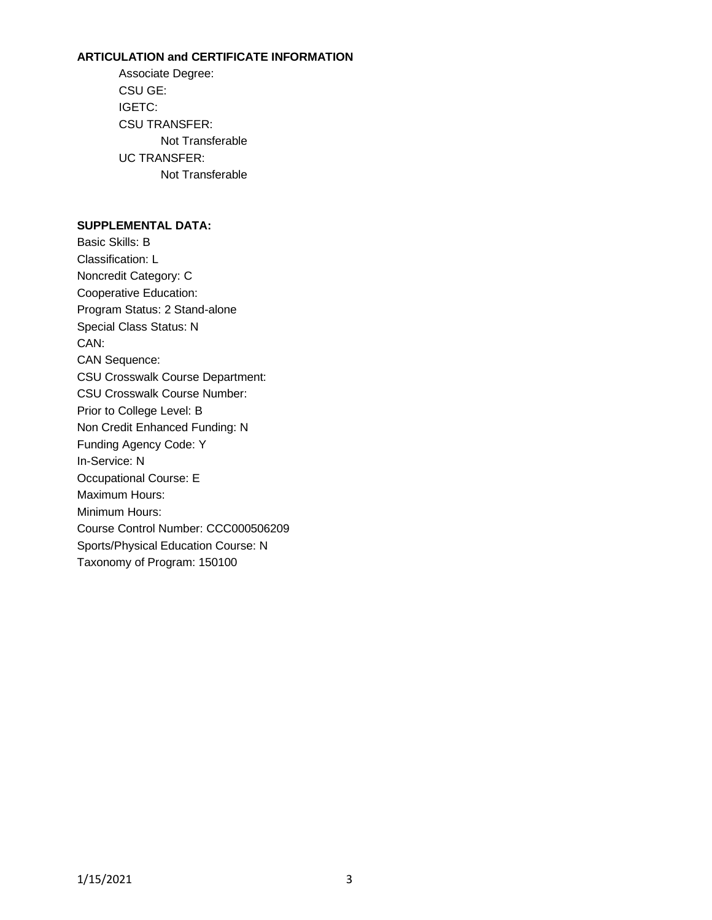**ARTICULATION and CERTIFICATE INFORMATION**

Associate Degree:
CSU GE:
IGETC:
CSU TRANSFER:
Not Transferable
UC TRANSFER:
Not Transferable

**SUPPLEMENTAL DATA:**

Basic Skills: B
Classification: L
Noncredit Category: C
Cooperative Education:
Program Status: 2 Stand-alone
Special Class Status: N
CAN:
CAN Sequence:
CSU Crosswalk Course Department:
CSU Crosswalk Course Number:
Prior to College Level: B
Non Credit Enhanced Funding: N
Funding Agency Code: Y
In-Service: N
Occupational Course: E
Maximum Hours:
Minimum Hours:
Course Control Number: CCC000506209
Sports/Physical Education Course: N
Taxonomy of Program: 150100

1/15/2021